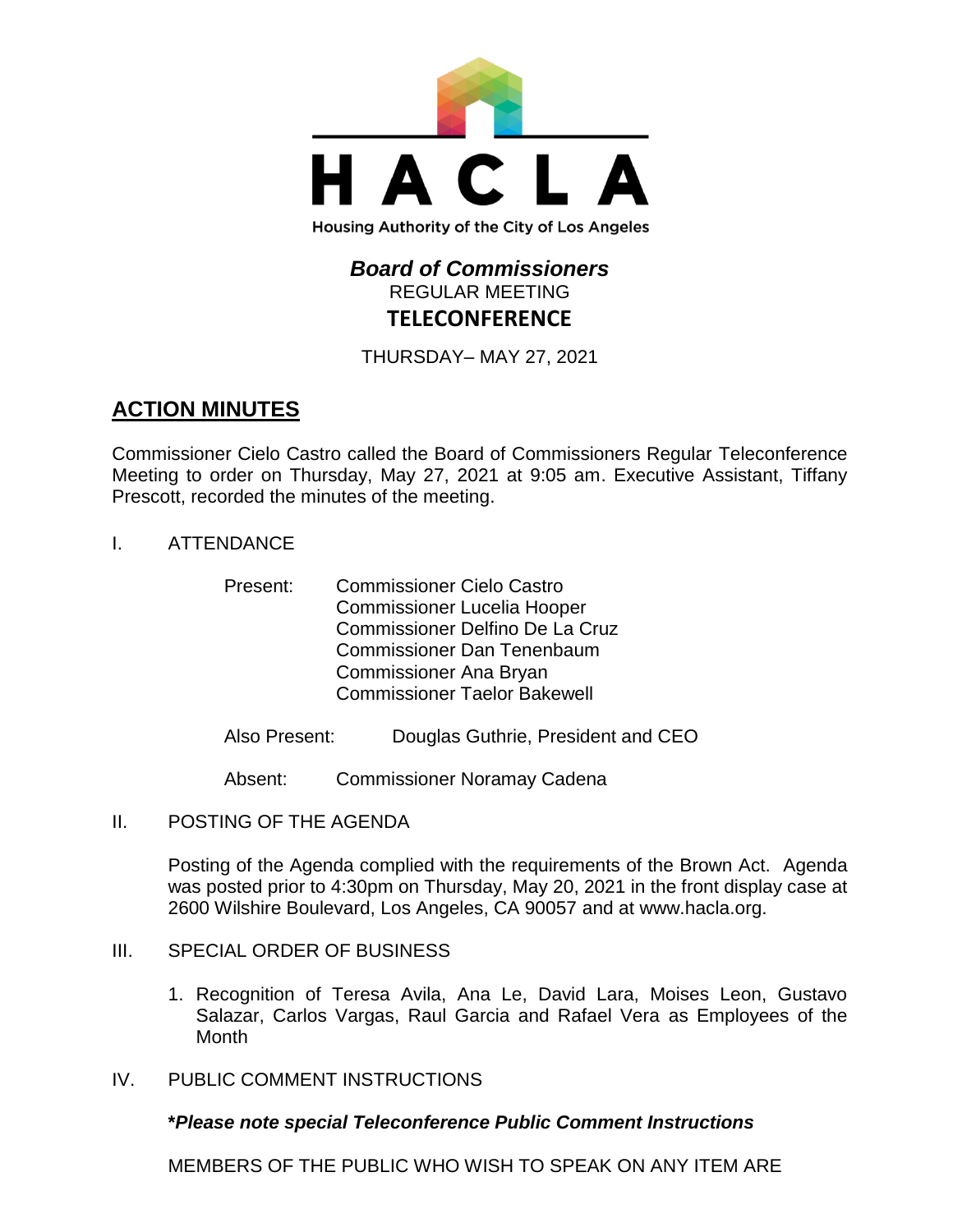HACLA

Housing Authority of the City of Los Angeles

# *Board of Commissioners*

REGULAR MEETING

**TELECONFERENCE**

THURSDAY– MAY 27, 2021

## ACTION MINUTES

Commissioner Cielo Castro called the Board of Commissioners Regular Teleconference Meeting to order on Thursday, May 27, 2021 at 9:05 am. Executive Assistant, Tiffany Prescott, recorded the minutes of the meeting.

I. ATTENDANCE

Present:
Commissioner Cielo Castro
Commissioner Lucelia Hooper
Commissioner Delfino De La Cruz
Commissioner Dan Tenenbaum
Commissioner Ana Bryan
Commissioner Taelor Bakewell

Also Present: Douglas Guthrie, President and CEO

Absent: Commissioner Noramay Cadena

II. POSTING OF THE AGENDA

Posting of the Agenda complied with the requirements of the Brown Act. Agenda was posted prior to 4:30pm on Thursday, May 20, 2021 in the front display case at 2600 Wilshire Boulevard, Los Angeles, CA 90057 and at www.hacla.org.

III. SPECIAL ORDER OF BUSINESS

1. Recognition of Teresa Avila, Ana Le, David Lara, Moises Leon, Gustavo Salazar, Carlos Vargas, Raul Garcia and Rafael Vera as Employees of the Month

IV. PUBLIC COMMENT INSTRUCTIONS

***Please note special Teleconference Public Comment Instructions**

MEMBERS OF THE PUBLIC WHO WISH TO SPEAK ON ANY ITEM ARE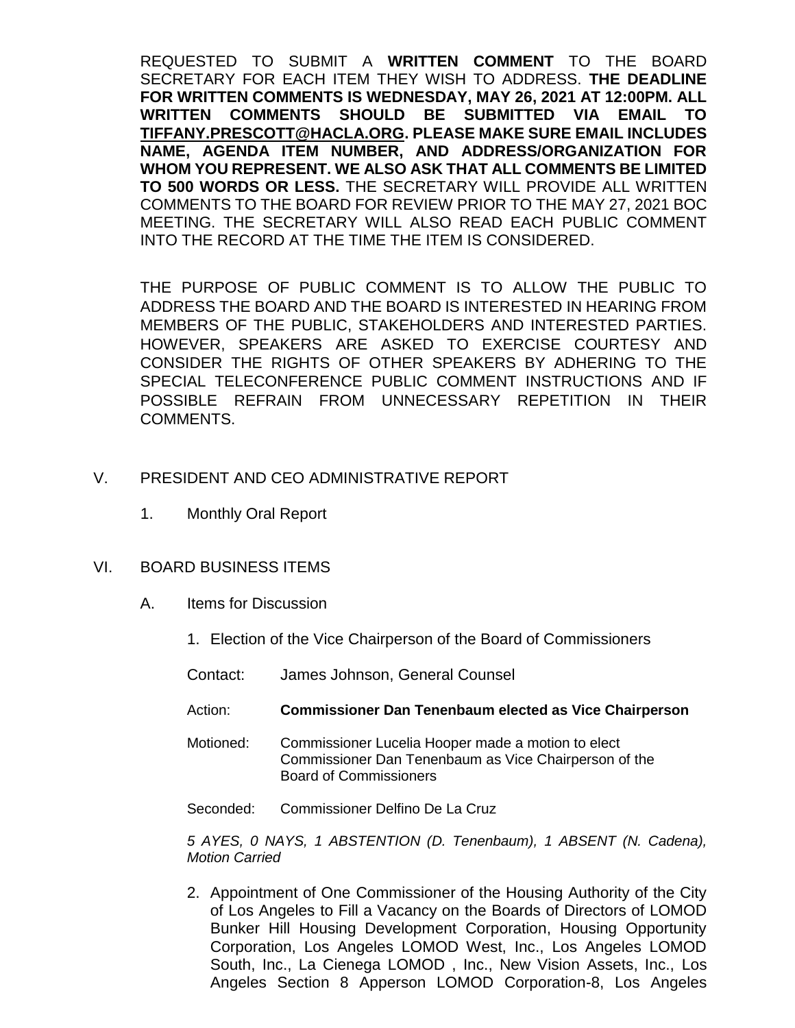REQUESTED TO SUBMIT A **WRITTEN COMMENT** TO THE BOARD SECRETARY FOR EACH ITEM THEY WISH TO ADDRESS. **THE DEADLINE FOR WRITTEN COMMENTS IS WEDNESDAY, MAY 26, 2021 AT 12:00PM. ALL WRITTEN COMMENTS SHOULD BE SUBMITTED VIA EMAIL TO TIFFANY.PRESCOTT@HACLA.ORG. PLEASE MAKE SURE EMAIL INCLUDES NAME, AGENDA ITEM NUMBER, AND ADDRESS/ORGANIZATION FOR WHOM YOU REPRESENT. WE ALSO ASK THAT ALL COMMENTS BE LIMITED TO 500 WORDS OR LESS.** THE SECRETARY WILL PROVIDE ALL WRITTEN COMMENTS TO THE BOARD FOR REVIEW PRIOR TO THE MAY 27, 2021 BOC MEETING. THE SECRETARY WILL ALSO READ EACH PUBLIC COMMENT INTO THE RECORD AT THE TIME THE ITEM IS CONSIDERED.

THE PURPOSE OF PUBLIC COMMENT IS TO ALLOW THE PUBLIC TO ADDRESS THE BOARD AND THE BOARD IS INTERESTED IN HEARING FROM MEMBERS OF THE PUBLIC, STAKEHOLDERS AND INTERESTED PARTIES. HOWEVER, SPEAKERS ARE ASKED TO EXERCISE COURTESY AND CONSIDER THE RIGHTS OF OTHER SPEAKERS BY ADHERING TO THE SPECIAL TELECONFERENCE PUBLIC COMMENT INSTRUCTIONS AND IF POSSIBLE REFRAIN FROM UNNECESSARY REPETITION IN THEIR COMMENTS.

## V. PRESIDENT AND CEO ADMINISTRATIVE REPORT

1. Monthly Oral Report

## VI. BOARD BUSINESS ITEMS

### A. Items for Discussion

1. Election of the Vice Chairperson of the Board of Commissioners

   Contact: James Johnson, General Counsel

   Action: **Commissioner Dan Tenenbaum elected as Vice Chairperson**

   Motioned: Commissioner Lucelia Hooper made a motion to elect Commissioner Dan Tenenbaum as Vice Chairperson of the Board of Commissioners

   Seconded: Commissioner Delfino De La Cruz

   *5 AYES, 0 NAYS, 1 ABSTENTION (D. Tenenbaum), 1 ABSENT (N. Cadena), Motion Carried*

2. Appointment of One Commissioner of the Housing Authority of the City of Los Angeles to Fill a Vacancy on the Boards of Directors of LOMOD Bunker Hill Housing Development Corporation, Housing Opportunity Corporation, Los Angeles LOMOD West, Inc., Los Angeles LOMOD South, Inc., La Cienega LOMOD , Inc., New Vision Assets, Inc., Los Angeles Section 8 Apperson LOMOD Corporation-8, Los Angeles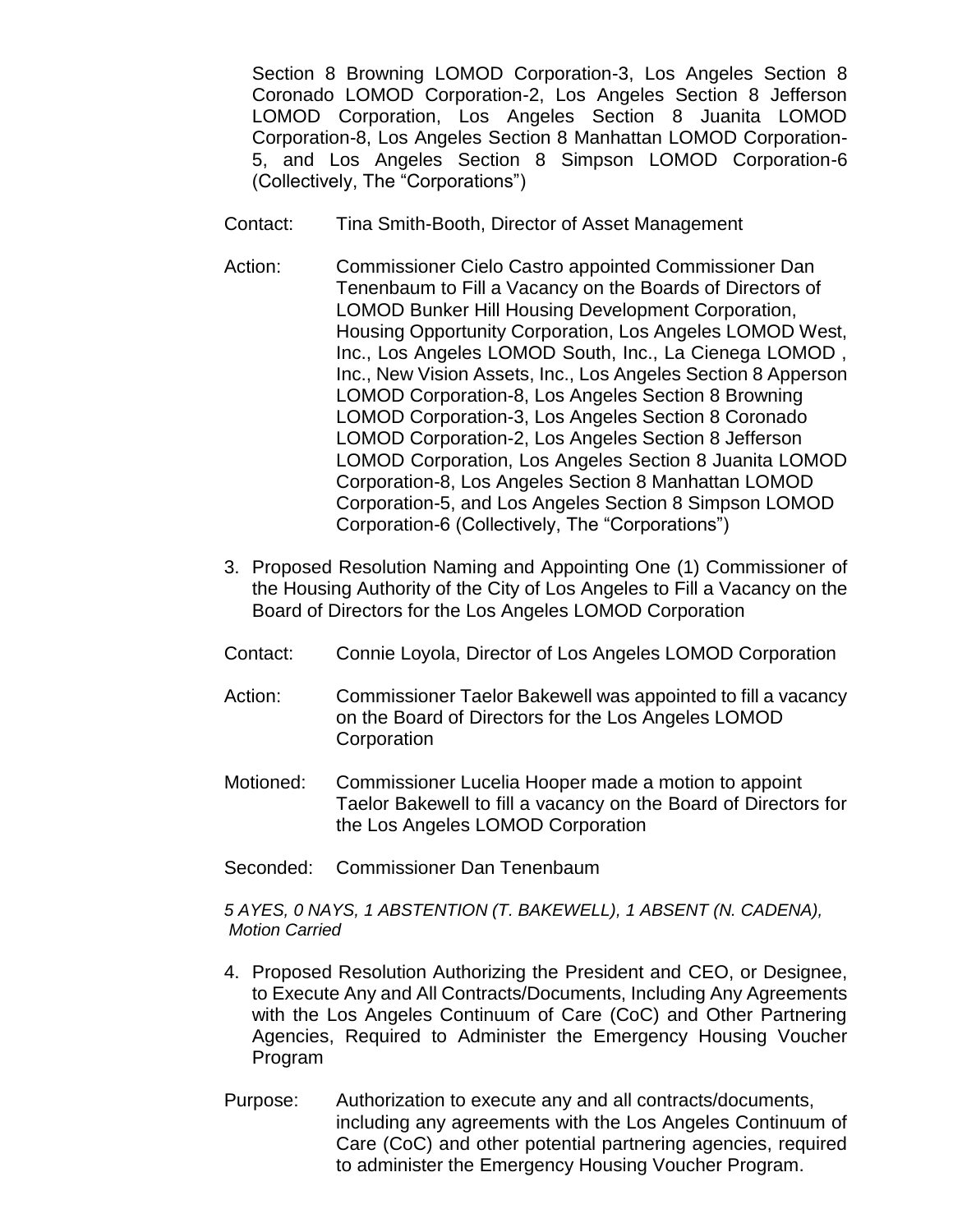Section 8 Browning LOMOD Corporation-3, Los Angeles Section 8 Coronado LOMOD Corporation-2, Los Angeles Section 8 Jefferson LOMOD Corporation, Los Angeles Section 8 Juanita LOMOD Corporation-8, Los Angeles Section 8 Manhattan LOMOD Corporation-5, and Los Angeles Section 8 Simpson LOMOD Corporation-6 (Collectively, The "Corporations")

Contact: Tina Smith-Booth, Director of Asset Management

Action: Commissioner Cielo Castro appointed Commissioner Dan Tenenbaum to Fill a Vacancy on the Boards of Directors of LOMOD Bunker Hill Housing Development Corporation, Housing Opportunity Corporation, Los Angeles LOMOD West, Inc., Los Angeles LOMOD South, Inc., La Cienega LOMOD , Inc., New Vision Assets, Inc., Los Angeles Section 8 Apperson LOMOD Corporation-8, Los Angeles Section 8 Browning LOMOD Corporation-3, Los Angeles Section 8 Coronado LOMOD Corporation-2, Los Angeles Section 8 Jefferson LOMOD Corporation, Los Angeles Section 8 Juanita LOMOD Corporation-8, Los Angeles Section 8 Manhattan LOMOD Corporation-5, and Los Angeles Section 8 Simpson LOMOD Corporation-6 (Collectively, The "Corporations")

3. Proposed Resolution Naming and Appointing One (1) Commissioner of the Housing Authority of the City of Los Angeles to Fill a Vacancy on the Board of Directors for the Los Angeles LOMOD Corporation

Contact: Connie Loyola, Director of Los Angeles LOMOD Corporation

Action: Commissioner Taelor Bakewell was appointed to fill a vacancy on the Board of Directors for the Los Angeles LOMOD Corporation

Motioned: Commissioner Lucelia Hooper made a motion to appoint Taelor Bakewell to fill a vacancy on the Board of Directors for the Los Angeles LOMOD Corporation

Seconded: Commissioner Dan Tenenbaum

*5 AYES, 0 NAYS, 1 ABSTENTION (T. BAKEWELL), 1 ABSENT (N. CADENA), Motion Carried*

4. Proposed Resolution Authorizing the President and CEO, or Designee, to Execute Any and All Contracts/Documents, Including Any Agreements with the Los Angeles Continuum of Care (CoC) and Other Partnering Agencies, Required to Administer the Emergency Housing Voucher Program

Purpose: Authorization to execute any and all contracts/documents, including any agreements with the Los Angeles Continuum of Care (CoC) and other potential partnering agencies, required to administer the Emergency Housing Voucher Program.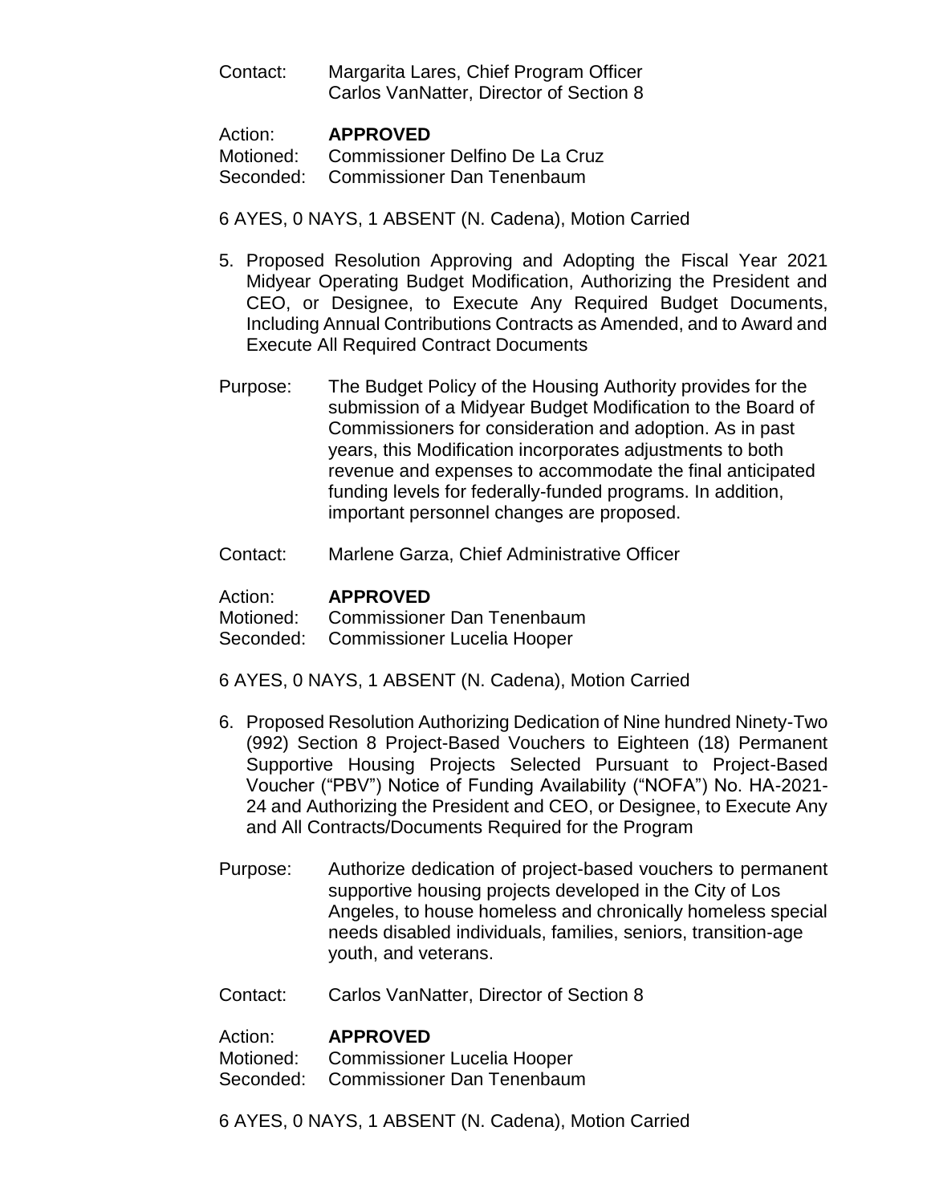Contact: Margarita Lares, Chief Program Officer
Carlos VanNatter, Director of Section 8

Action: **APPROVED**
Motioned: Commissioner Delfino De La Cruz
Seconded: Commissioner Dan Tenenbaum

6 AYES, 0 NAYS, 1 ABSENT (N. Cadena), Motion Carried

5. Proposed Resolution Approving and Adopting the Fiscal Year 2021 Midyear Operating Budget Modification, Authorizing the President and CEO, or Designee, to Execute Any Required Budget Documents, Including Annual Contributions Contracts as Amended, and to Award and Execute All Required Contract Documents

Purpose: The Budget Policy of the Housing Authority provides for the submission of a Midyear Budget Modification to the Board of Commissioners for consideration and adoption. As in past years, this Modification incorporates adjustments to both revenue and expenses to accommodate the final anticipated funding levels for federally-funded programs. In addition, important personnel changes are proposed.

Contact: Marlene Garza, Chief Administrative Officer

Action: **APPROVED**
Motioned: Commissioner Dan Tenenbaum
Seconded: Commissioner Lucelia Hooper

6 AYES, 0 NAYS, 1 ABSENT (N. Cadena), Motion Carried

6. Proposed Resolution Authorizing Dedication of Nine hundred Ninety-Two (992) Section 8 Project-Based Vouchers to Eighteen (18) Permanent Supportive Housing Projects Selected Pursuant to Project-Based Voucher ("PBV") Notice of Funding Availability ("NOFA") No. HA-2021-24 and Authorizing the President and CEO, or Designee, to Execute Any and All Contracts/Documents Required for the Program

Purpose: Authorize dedication of project-based vouchers to permanent supportive housing projects developed in the City of Los Angeles, to house homeless and chronically homeless special needs disabled individuals, families, seniors, transition-age youth, and veterans.

Contact: Carlos VanNatter, Director of Section 8

Action: **APPROVED**
Motioned: Commissioner Lucelia Hooper
Seconded: Commissioner Dan Tenenbaum

6 AYES, 0 NAYS, 1 ABSENT (N. Cadena), Motion Carried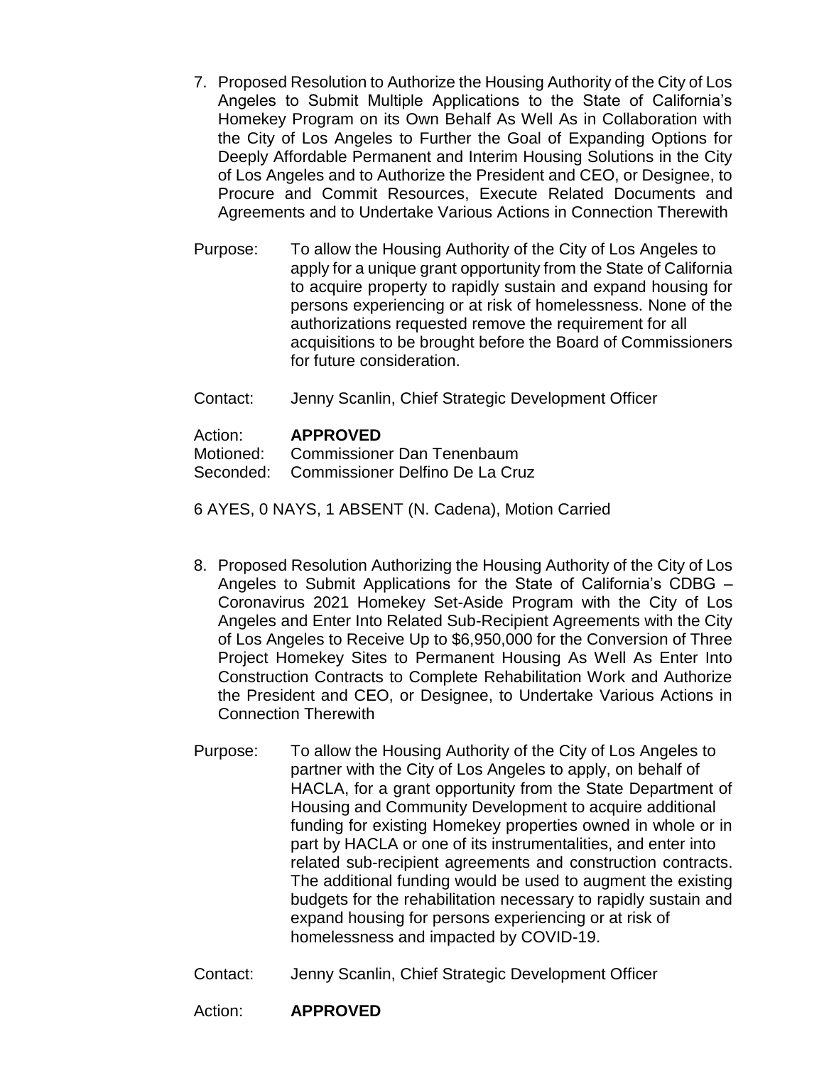7. Proposed Resolution to Authorize the Housing Authority of the City of Los Angeles to Submit Multiple Applications to the State of California's Homekey Program on its Own Behalf As Well As in Collaboration with the City of Los Angeles to Further the Goal of Expanding Options for Deeply Affordable Permanent and Interim Housing Solutions in the City of Los Angeles and to Authorize the President and CEO, or Designee, to Procure and Commit Resources, Execute Related Documents and Agreements and to Undertake Various Actions in Connection Therewith

Purpose: To allow the Housing Authority of the City of Los Angeles to apply for a unique grant opportunity from the State of California to acquire property to rapidly sustain and expand housing for persons experiencing or at risk of homelessness. None of the authorizations requested remove the requirement for all acquisitions to be brought before the Board of Commissioners for future consideration.

Contact: Jenny Scanlin, Chief Strategic Development Officer

Action: **APPROVED**
Motioned: Commissioner Dan Tenenbaum
Seconded: Commissioner Delfino De La Cruz

6 AYES, 0 NAYS, 1 ABSENT (N. Cadena), Motion Carried

8. Proposed Resolution Authorizing the Housing Authority of the City of Los Angeles to Submit Applications for the State of California's CDBG – Coronavirus 2021 Homekey Set-Aside Program with the City of Los Angeles and Enter Into Related Sub-Recipient Agreements with the City of Los Angeles to Receive Up to $6,950,000 for the Conversion of Three Project Homekey Sites to Permanent Housing As Well As Enter Into Construction Contracts to Complete Rehabilitation Work and Authorize the President and CEO, or Designee, to Undertake Various Actions in Connection Therewith

Purpose: To allow the Housing Authority of the City of Los Angeles to partner with the City of Los Angeles to apply, on behalf of HACLA, for a grant opportunity from the State Department of Housing and Community Development to acquire additional funding for existing Homekey properties owned in whole or in part by HACLA or one of its instrumentalities, and enter into related sub-recipient agreements and construction contracts. The additional funding would be used to augment the existing budgets for the rehabilitation necessary to rapidly sustain and expand housing for persons experiencing or at risk of homelessness and impacted by COVID-19.

Contact: Jenny Scanlin, Chief Strategic Development Officer

Action: **APPROVED**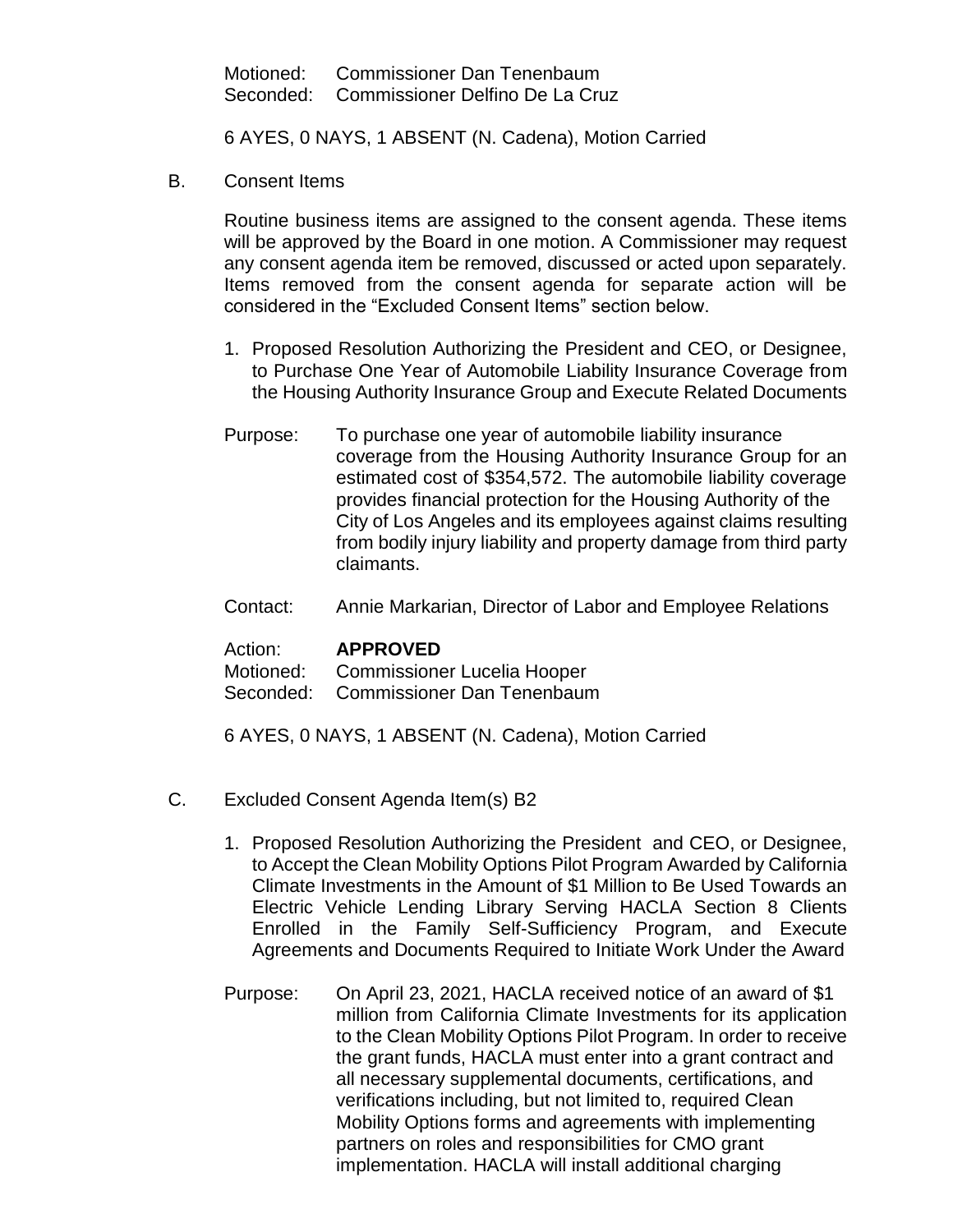Motioned: Commissioner Dan Tenenbaum
Seconded: Commissioner Delfino De La Cruz

6 AYES, 0 NAYS, 1 ABSENT (N. Cadena), Motion Carried

B. Consent Items

Routine business items are assigned to the consent agenda. These items will be approved by the Board in one motion. A Commissioner may request any consent agenda item be removed, discussed or acted upon separately. Items removed from the consent agenda for separate action will be considered in the "Excluded Consent Items" section below.

1. Proposed Resolution Authorizing the President and CEO, or Designee, to Purchase One Year of Automobile Liability Insurance Coverage from the Housing Authority Insurance Group and Execute Related Documents

Purpose: To purchase one year of automobile liability insurance coverage from the Housing Authority Insurance Group for an estimated cost of $354,572. The automobile liability coverage provides financial protection for the Housing Authority of the City of Los Angeles and its employees against claims resulting from bodily injury liability and property damage from third party claimants.

Contact: Annie Markarian, Director of Labor and Employee Relations

Action: **APPROVED**
Motioned: Commissioner Lucelia Hooper
Seconded: Commissioner Dan Tenenbaum

6 AYES, 0 NAYS, 1 ABSENT (N. Cadena), Motion Carried

C. Excluded Consent Agenda Item(s) B2

1. Proposed Resolution Authorizing the President and CEO, or Designee, to Accept the Clean Mobility Options Pilot Program Awarded by California Climate Investments in the Amount of $1 Million to Be Used Towards an Electric Vehicle Lending Library Serving HACLA Section 8 Clients Enrolled in the Family Self-Sufficiency Program, and Execute Agreements and Documents Required to Initiate Work Under the Award

Purpose: On April 23, 2021, HACLA received notice of an award of $1 million from California Climate Investments for its application to the Clean Mobility Options Pilot Program. In order to receive the grant funds, HACLA must enter into a grant contract and all necessary supplemental documents, certifications, and verifications including, but not limited to, required Clean Mobility Options forms and agreements with implementing partners on roles and responsibilities for CMO grant implementation. HACLA will install additional charging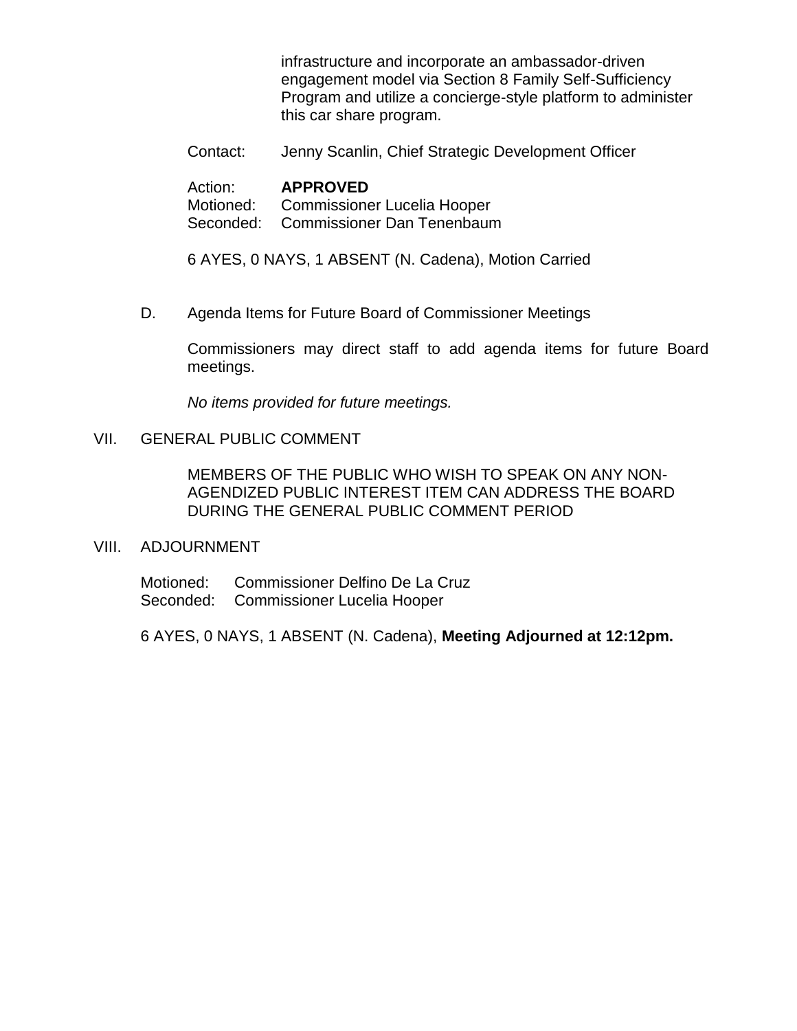infrastructure and incorporate an ambassador-driven engagement model via Section 8 Family Self-Sufficiency Program and utilize a concierge-style platform to administer this car share program.

Contact: Jenny Scanlin, Chief Strategic Development Officer

Action: **APPROVED**
Motioned: Commissioner Lucelia Hooper
Seconded: Commissioner Dan Tenenbaum

6 AYES, 0 NAYS, 1 ABSENT (N. Cadena), Motion Carried

D. Agenda Items for Future Board of Commissioner Meetings

Commissioners may direct staff to add agenda items for future Board meetings.

*No items provided for future meetings.*

VII. GENERAL PUBLIC COMMENT

MEMBERS OF THE PUBLIC WHO WISH TO SPEAK ON ANY NON-AGENDIZED PUBLIC INTEREST ITEM CAN ADDRESS THE BOARD DURING THE GENERAL PUBLIC COMMENT PERIOD

VIII. ADJOURNMENT

Motioned: Commissioner Delfino De La Cruz
Seconded: Commissioner Lucelia Hooper

6 AYES, 0 NAYS, 1 ABSENT (N. Cadena), **Meeting Adjourned at 12:12pm.**